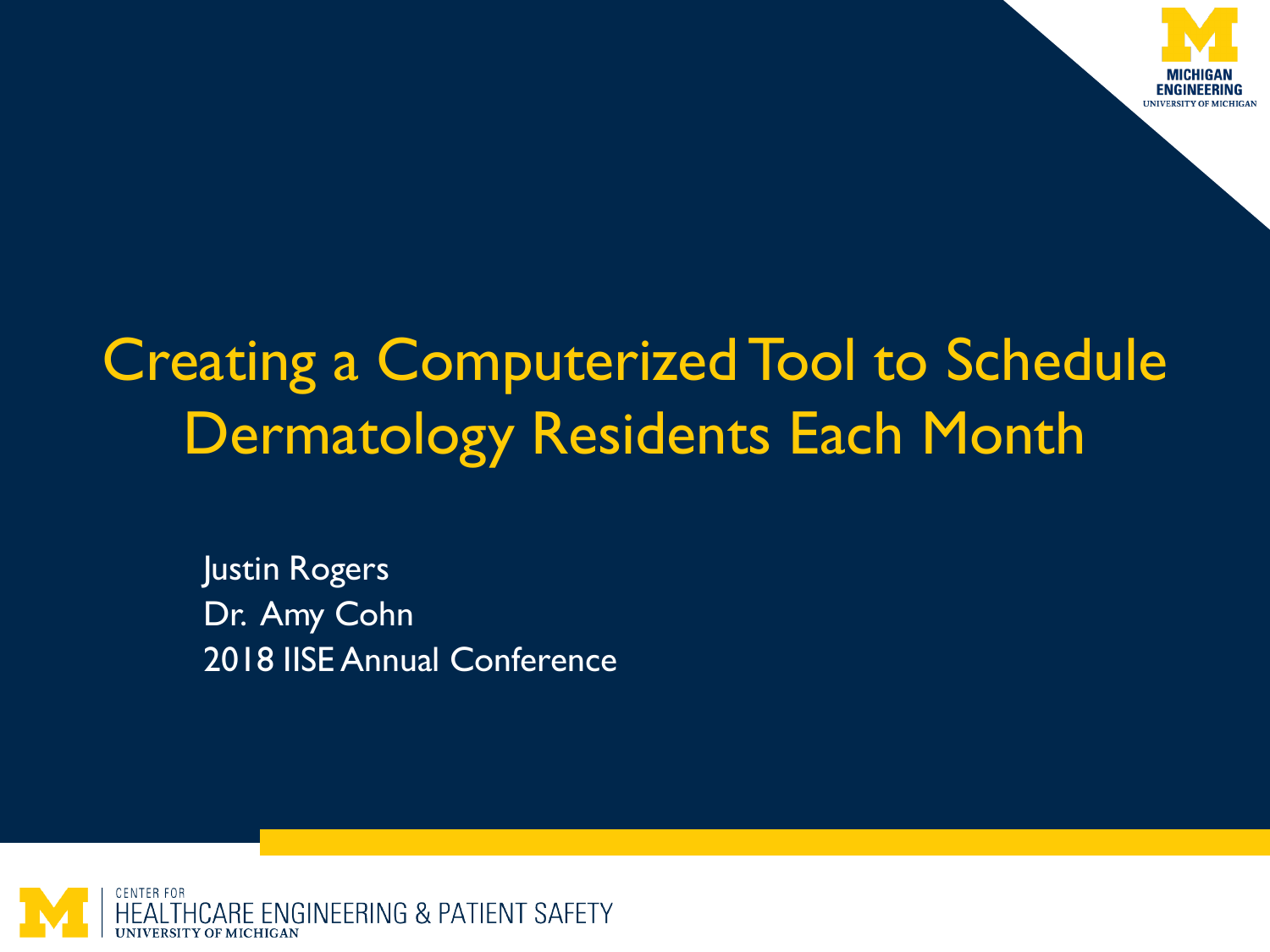# Creating a Computerized Tool to Schedule Dermatology Residents Each Month

Justin Rogers
Dr. Amy Cohn
2018 IISE Annual Conference

MICHIGAN ENGINEERING
UNIVERSITY OF MICHIGAN

CENTER FOR HEALTHCARE ENGINEERING & PATIENT SAFETY
UNIVERSITY OF MICHIGAN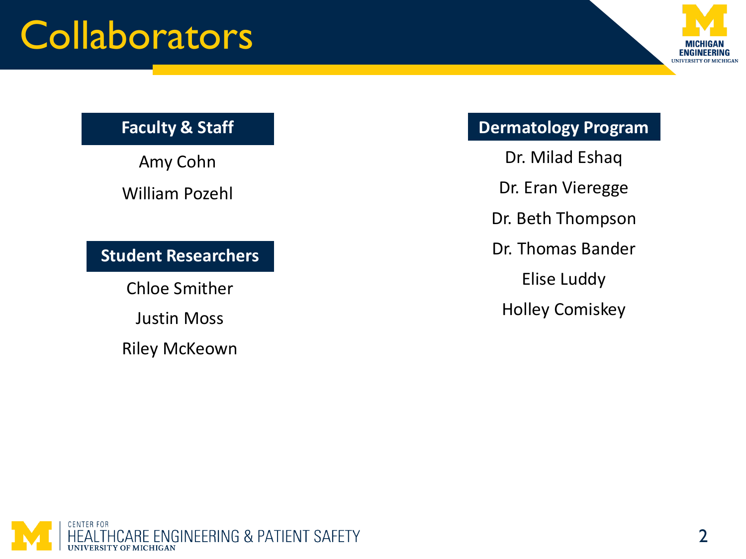# Collaborators

## Faculty & Staff

Amy Cohn

William Pozehl

## Student Researchers

Chloe Smither

Justin Moss

Riley McKeown

## Dermatology Program

Dr. Milad Eshaq

Dr. Eran Vieregge

Dr. Beth Thompson

Dr. Thomas Bander

Elise Luddy

Holley Comiskey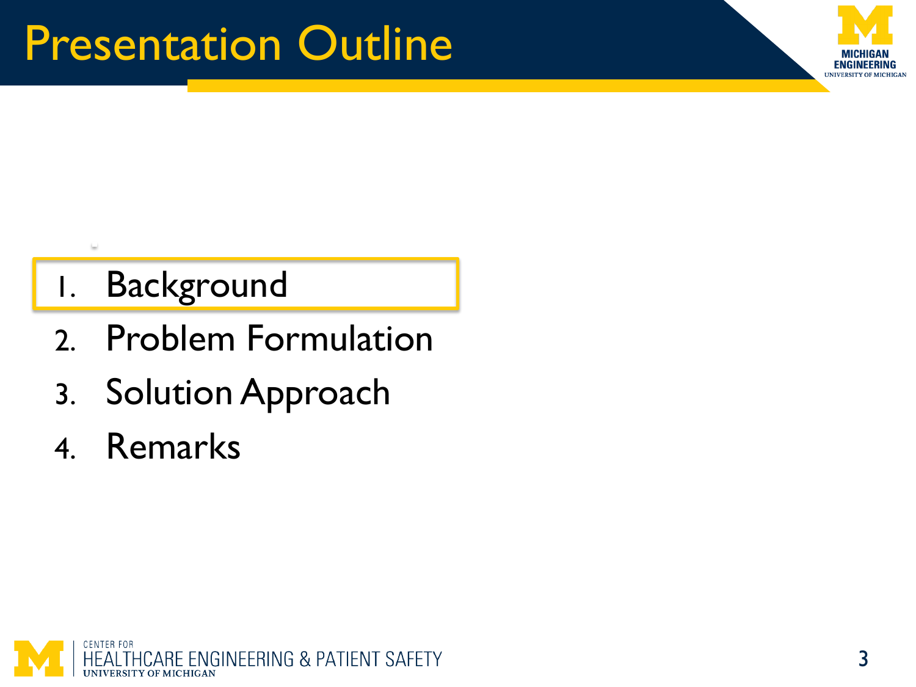# Presentation Outline

1. Background
2. Problem Formulation
3. Solution Approach
4. Remarks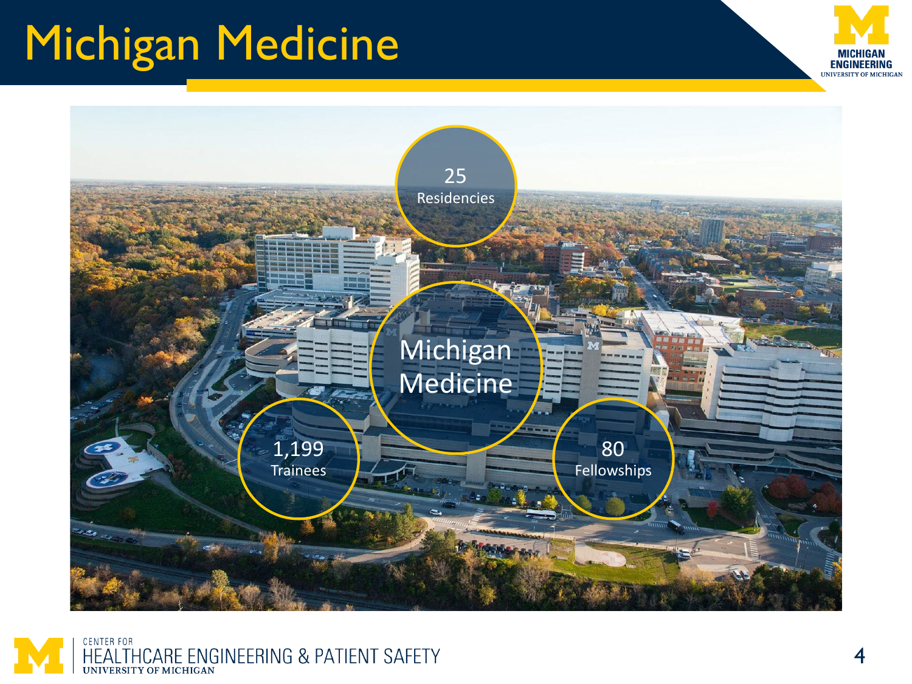# Michigan Medicine

Michigan Medicine

25 Residencies

1,199 Trainees

80 Fellowships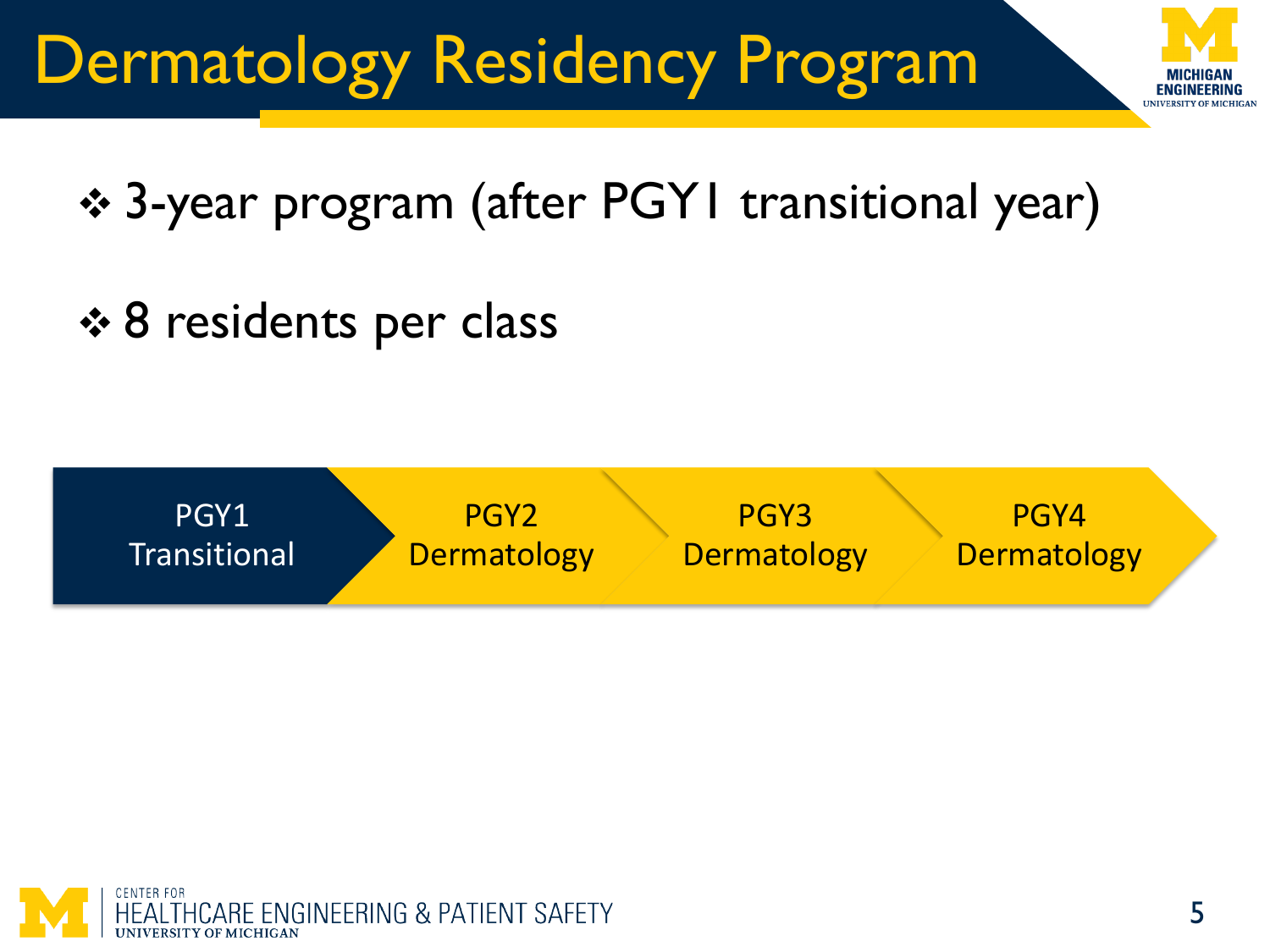# Dermatology Residency Program

- 3-year program (after PGY1 transitional year)
- 8 residents per class

PGY1 Transitional → PGY2 Dermatology → PGY3 Dermatology → PGY4 Dermatology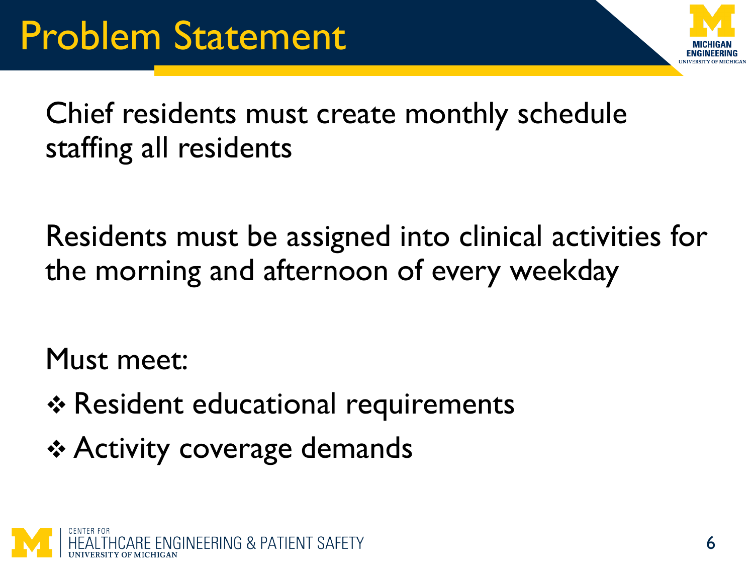# Problem Statement

Chief residents must create monthly schedule staffing all residents

Residents must be assigned into clinical activities for the morning and afternoon of every weekday

Must meet:

- ❖ Resident educational requirements
- ❖ Activity coverage demands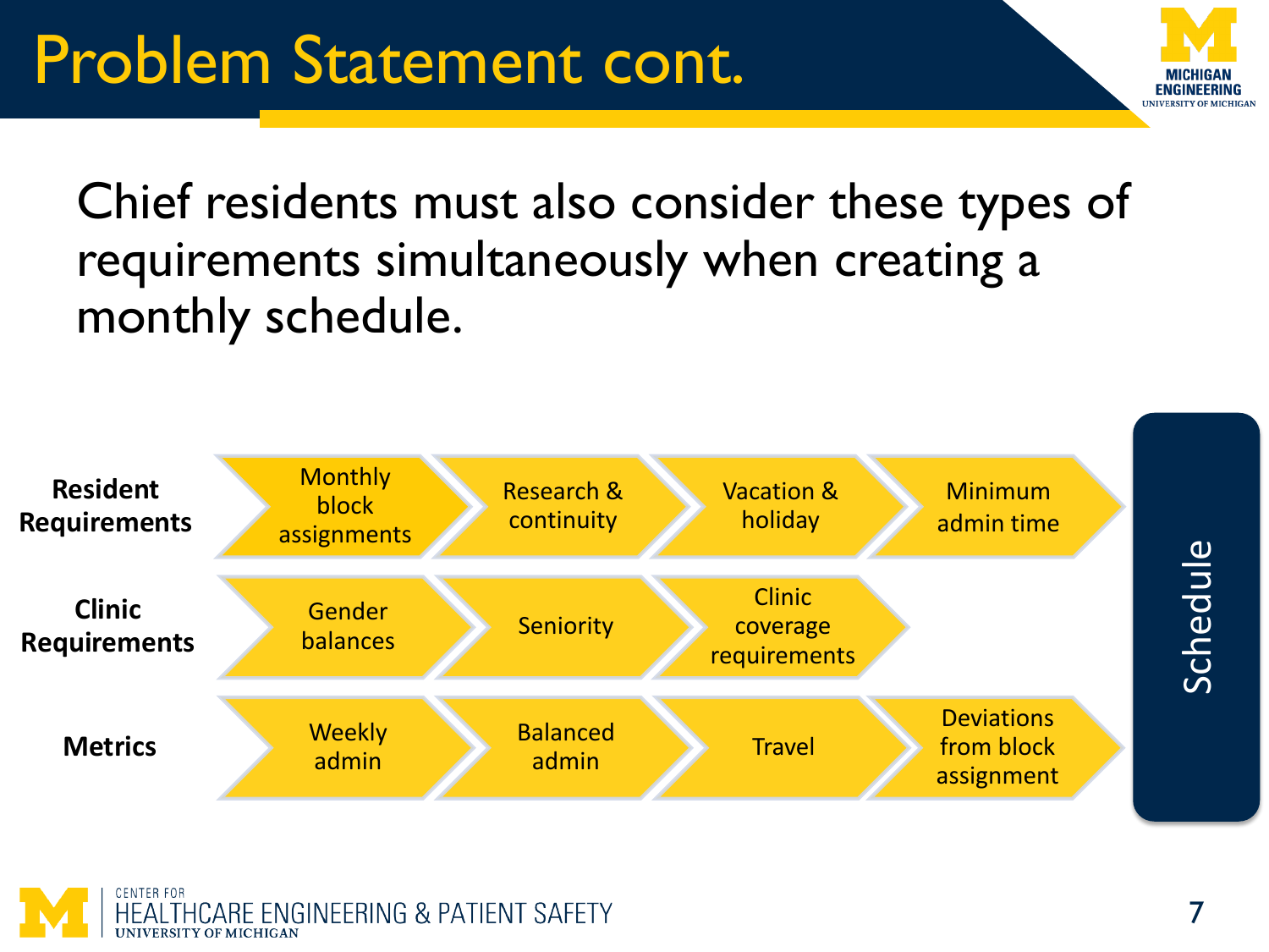# Problem Statement cont.

Chief residents must also consider these types of requirements simultaneously when creating a monthly schedule.

| | | | | | |
|---|---|---|---|---|---|
| **Resident Requirements** | Monthly block assignments | Research & continuity | Vacation & holiday | Minimum admin time | Schedule |
| **Clinic Requirements** | Gender balances | Seniority | Clinic coverage requirements | | |
| **Metrics** | Weekly admin | Balanced admin | Travel | Deviations from block assignment | |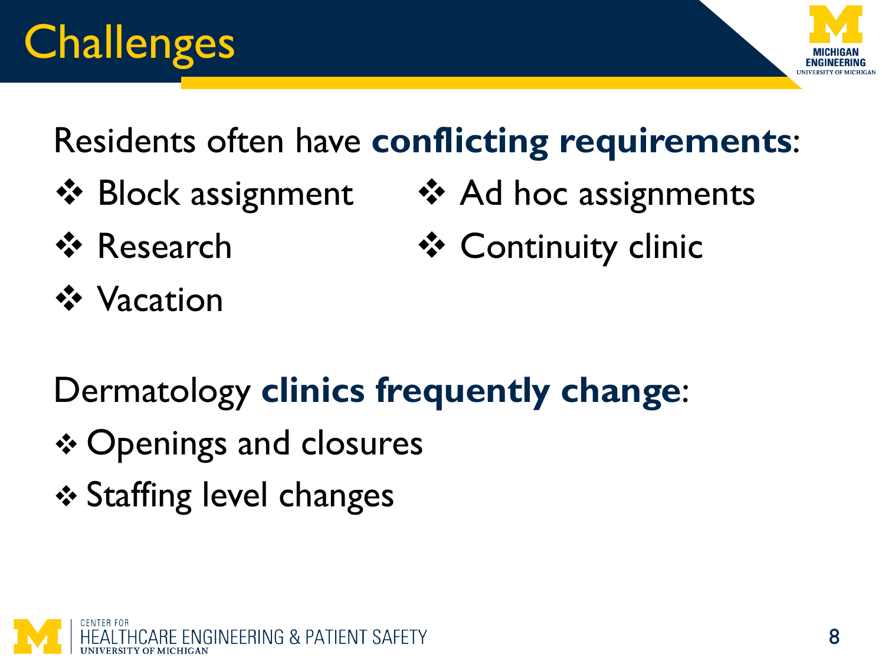# Challenges

Residents often have **conflicting requirements**:

- Block assignment
- Research
- Vacation
- Ad hoc assignments
- Continuity clinic

Dermatology **clinics frequently change**:

- Openings and closures
- Staffing level changes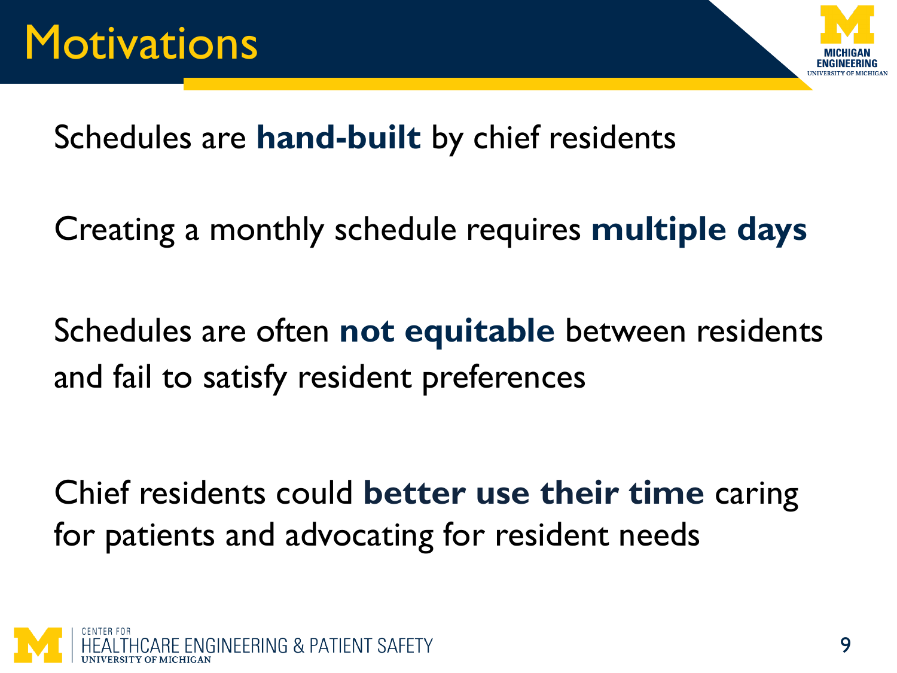# Motivations

Schedules are **hand-built** by chief residents

Creating a monthly schedule requires **multiple days**

Schedules are often **not equitable** between residents and fail to satisfy resident preferences

Chief residents could **better use their time** caring for patients and advocating for resident needs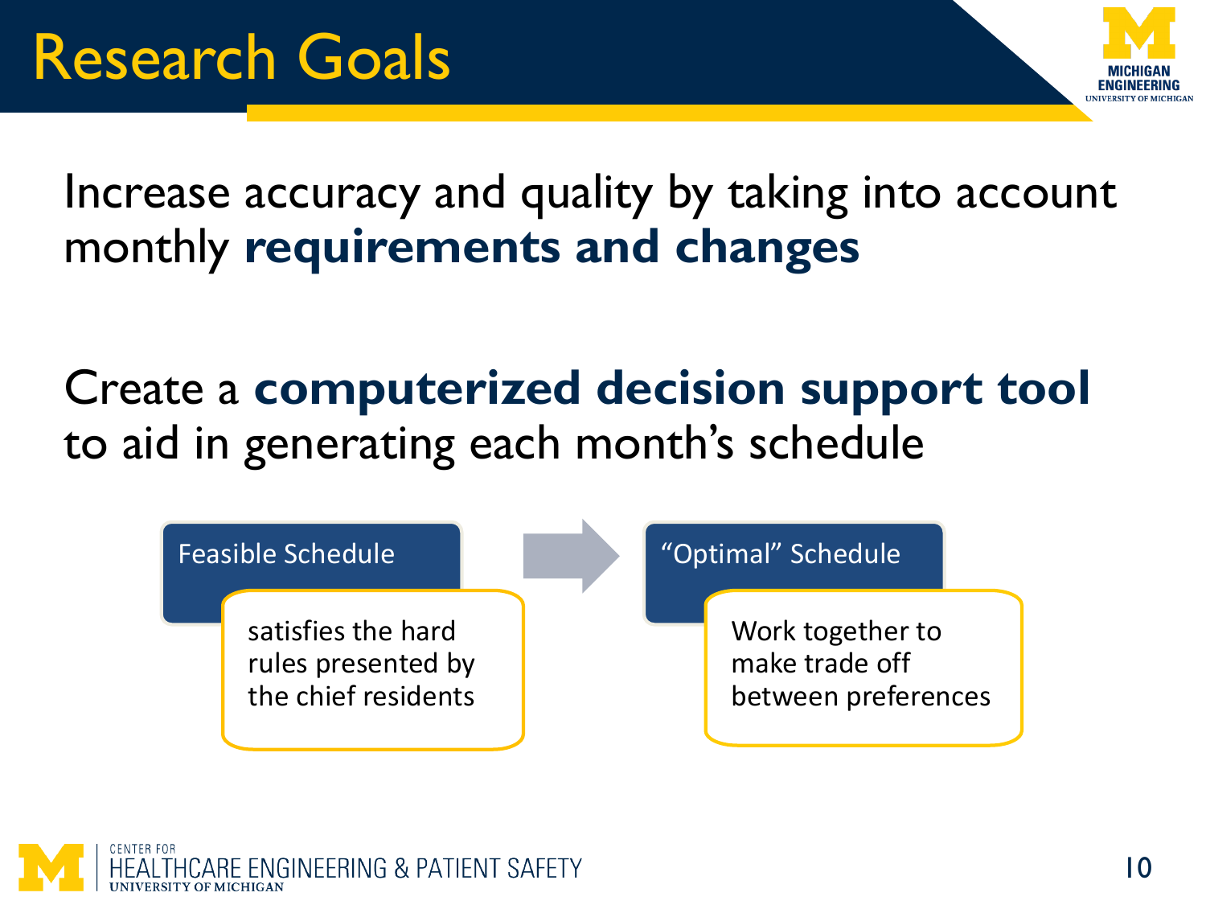# Research Goals

Increase accuracy and quality by taking into account monthly **requirements and changes**

Create a **computerized decision support tool** to aid in generating each month's schedule

**Feasible Schedule**

satisfies the hard rules presented by the chief residents

→

**"Optimal" Schedule**

Work together to make trade off between preferences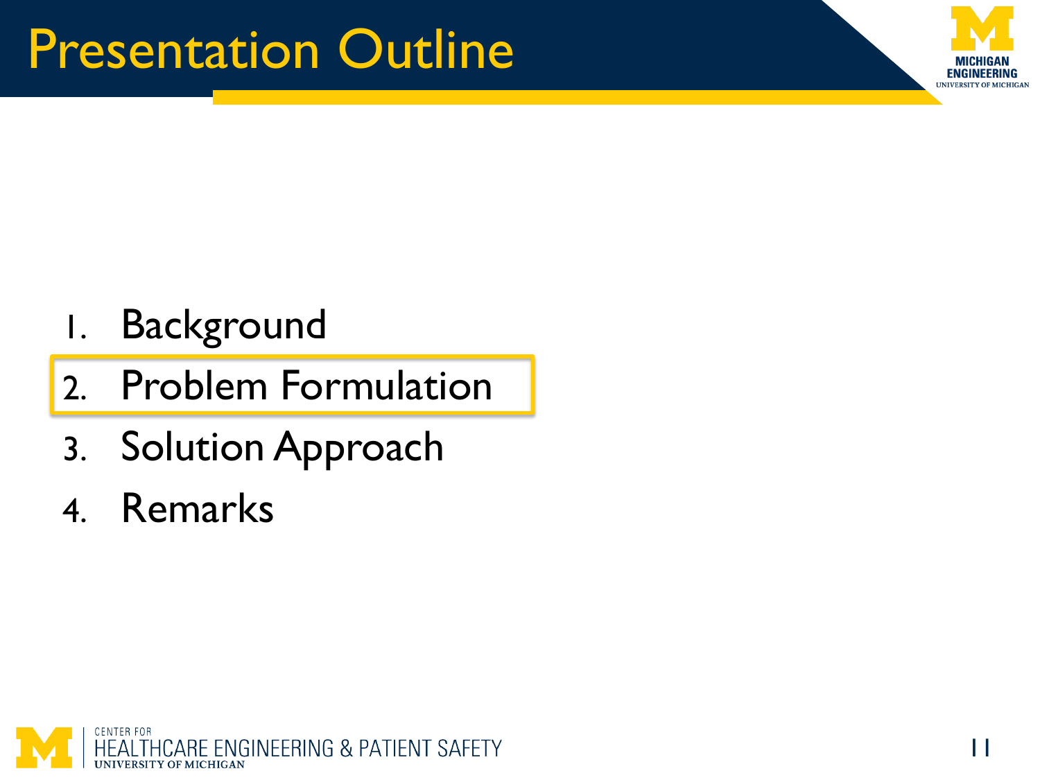# Presentation Outline

1. Background
2. **Problem Formulation**
3. Solution Approach
4. Remarks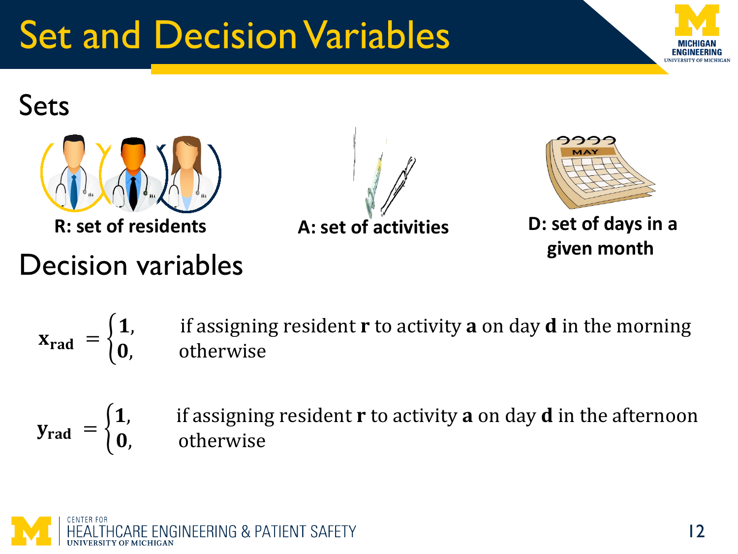# Set and Decision Variables

## Sets

**R: set of residents**

**A: set of activities**

**D: set of days in a given month**

## Decision variables

$$\mathbf{x_{rad}} = \begin{cases} \mathbf{1}, & \text{if assigning resident } \mathbf{r} \text{ to activity } \mathbf{a} \text{ on day } \mathbf{d} \text{ in the morning} \\ \mathbf{0}, & \text{otherwise} \end{cases}$$

$$\mathbf{y_{rad}} = \begin{cases} \mathbf{1}, & \text{if assigning resident } \mathbf{r} \text{ to activity } \mathbf{a} \text{ on day } \mathbf{d} \text{ in the afternoon} \\ \mathbf{0}, & \text{otherwise} \end{cases}$$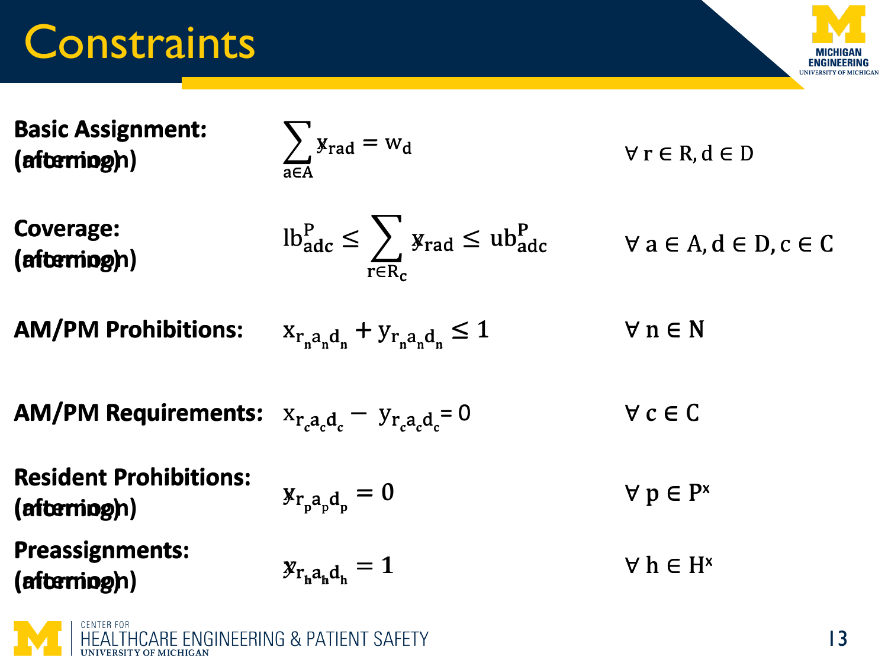# Constraints

| | | |
|---|---|---|
| **Basic Assignment: (afternoon)** | $\sum_{a \in A} y_{rad} = w_d$ | $\forall\, r \in R, d \in D$ |
| **Coverage: (afternoon)** | $lb^{P}_{adc} \leq \sum_{r \in R_c} y_{rad} \leq ub^{P}_{adc}$ | $\forall\, a \in A, d \in D, c \in C$ |
| **AM/PM Prohibitions:** | $x_{r_n a_n d_n} + y_{r_n a_n d_n} \leq 1$ | $\forall\, n \in N$ |
| **AM/PM Requirements:** | $x_{r_c a_c d_c} - y_{r_c a_c d_c} = 0$ | $\forall\, c \in C$ |
| **Resident Prohibitions: (afternoon)** | $y_{r_p a_p d_p} = 0$ | $\forall\, p \in P^x$ |
| **Preassignments: (afternoon)** | $y_{r_h a_h d_h} = 1$ | $\forall\, h \in H^x$ |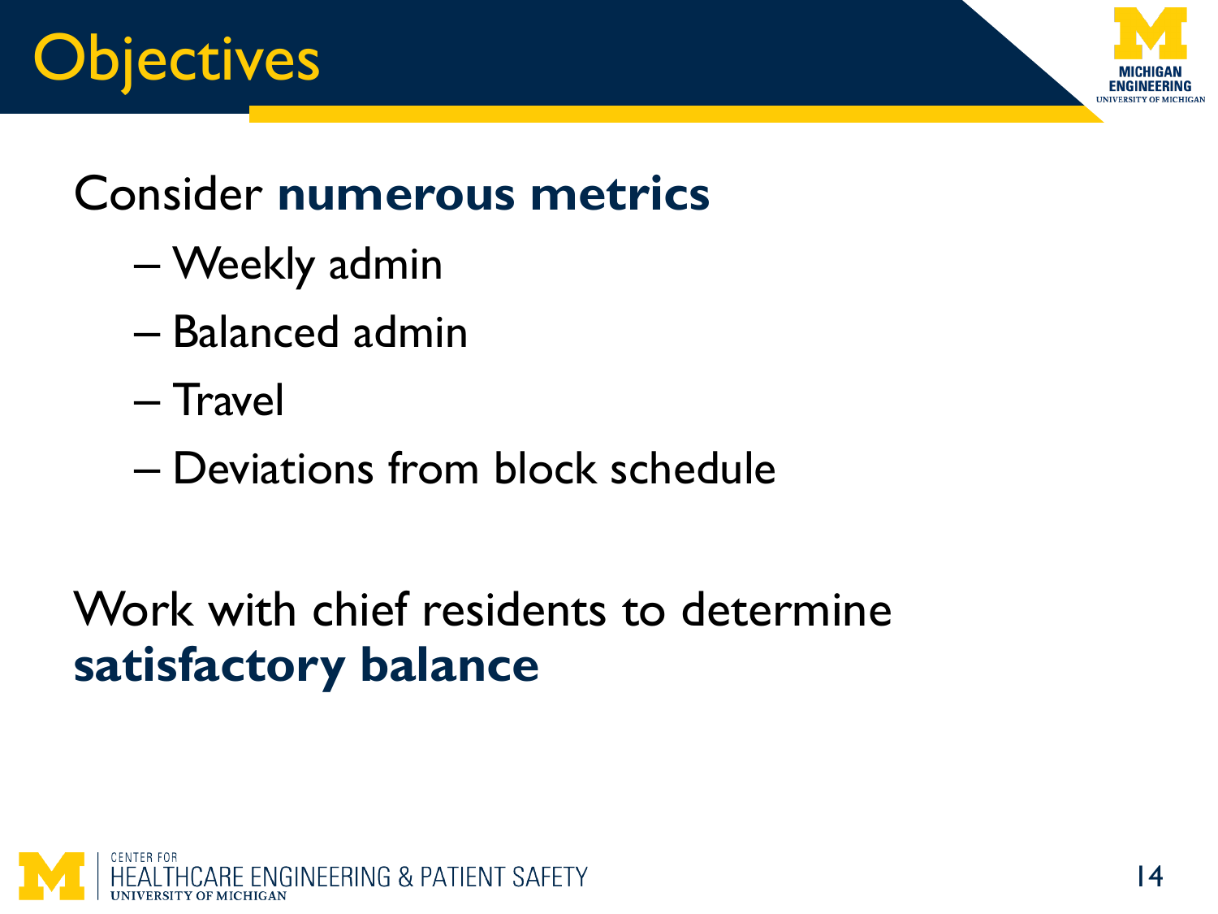# Objectives

Consider **numerous metrics**

- Weekly admin
- Balanced admin
- Travel
- Deviations from block schedule

Work with chief residents to determine **satisfactory balance**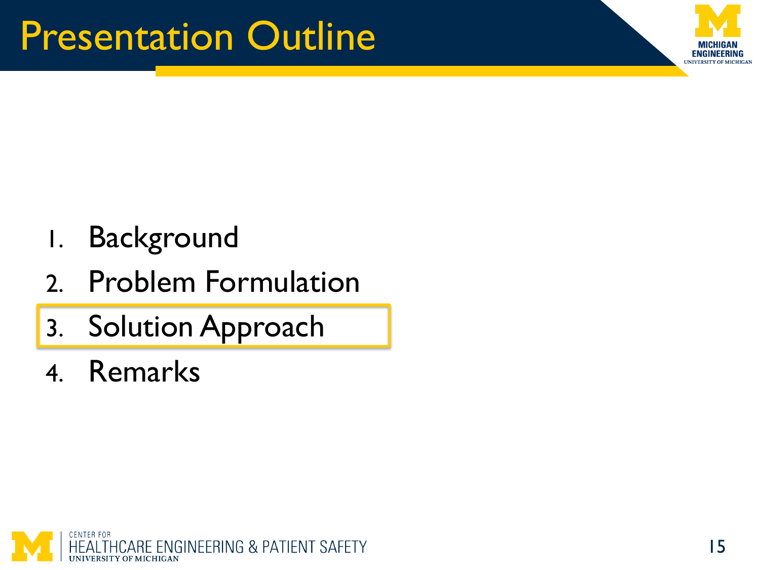# Presentation Outline

1. Background
2. Problem Formulation
3. **Solution Approach**
4. Remarks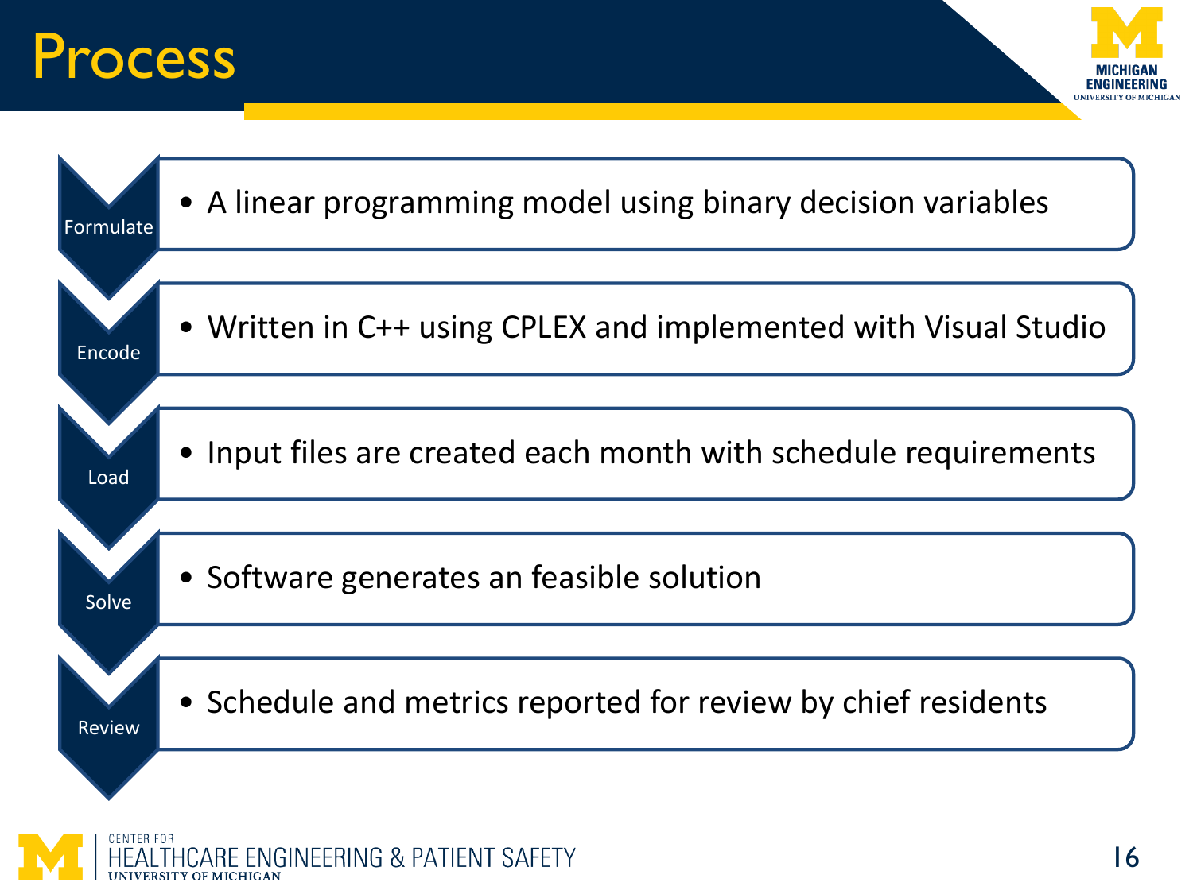# Process

- **Formulate**
  - A linear programming model using binary decision variables
- **Encode**
  - Written in C++ using CPLEX and implemented with Visual Studio
- **Load**
  - Input files are created each month with schedule requirements
- **Solve**
  - Software generates an feasible solution
- **Review**
  - Schedule and metrics reported for review by chief residents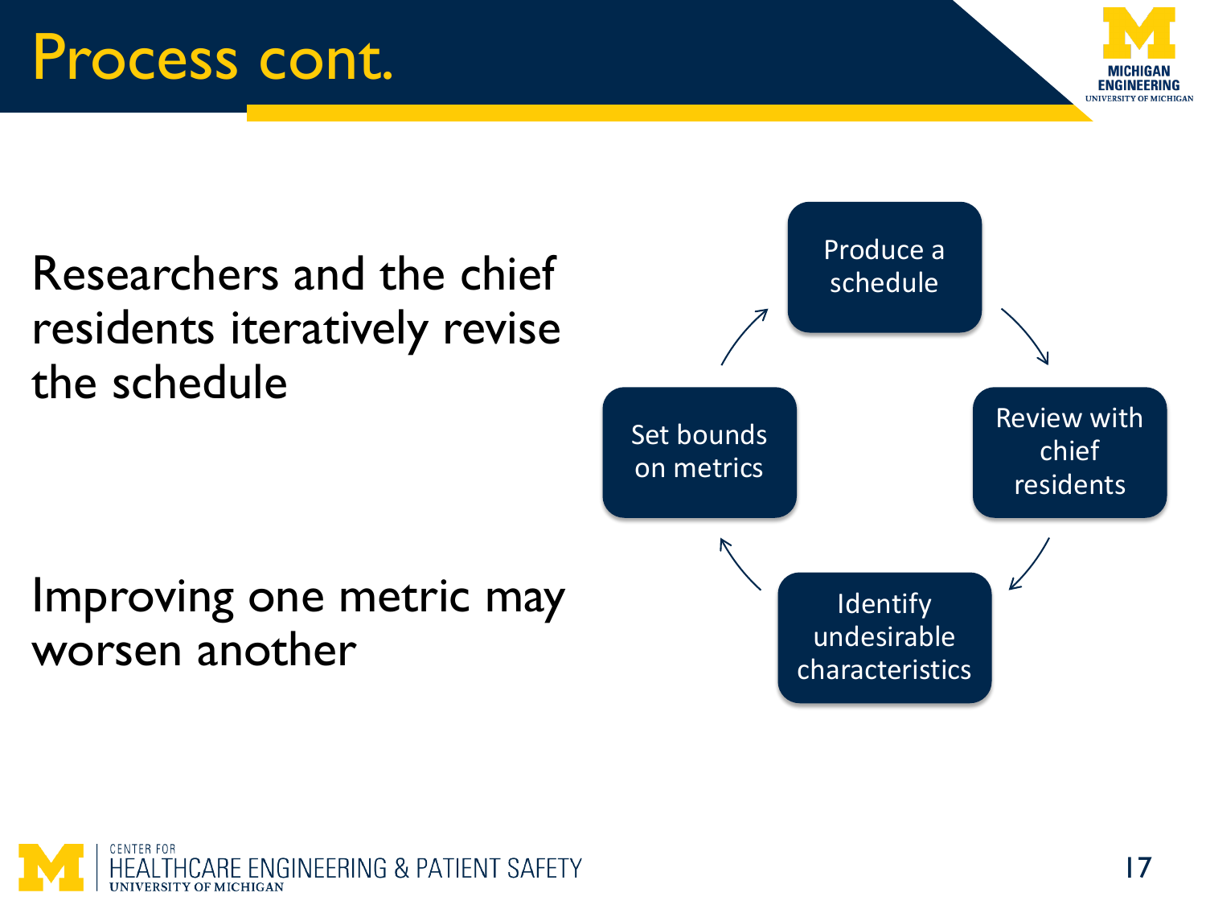# Process cont.

Researchers and the chief residents iteratively revise the schedule

Improving one metric may worsen another

- Produce a schedule
- Review with chief residents
- Identify undesirable characteristics
- Set bounds on metrics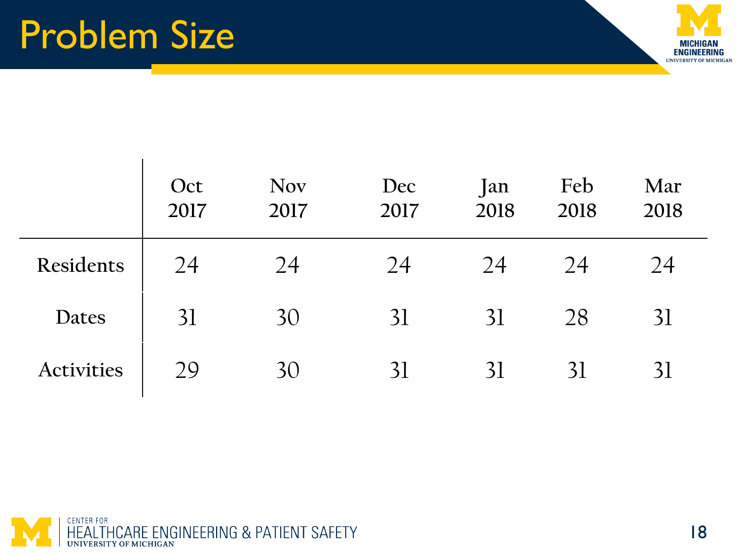# Problem Size

| | Oct 2017 | Nov 2017 | Dec 2017 | Jan 2018 | Feb 2018 | Mar 2018 |
|---|---|---|---|---|---|---|
| Residents | 24 | 24 | 24 | 24 | 24 | 24 |
| Dates | 31 | 30 | 31 | 31 | 28 | 31 |
| Activities | 29 | 30 | 31 | 31 | 31 | 31 |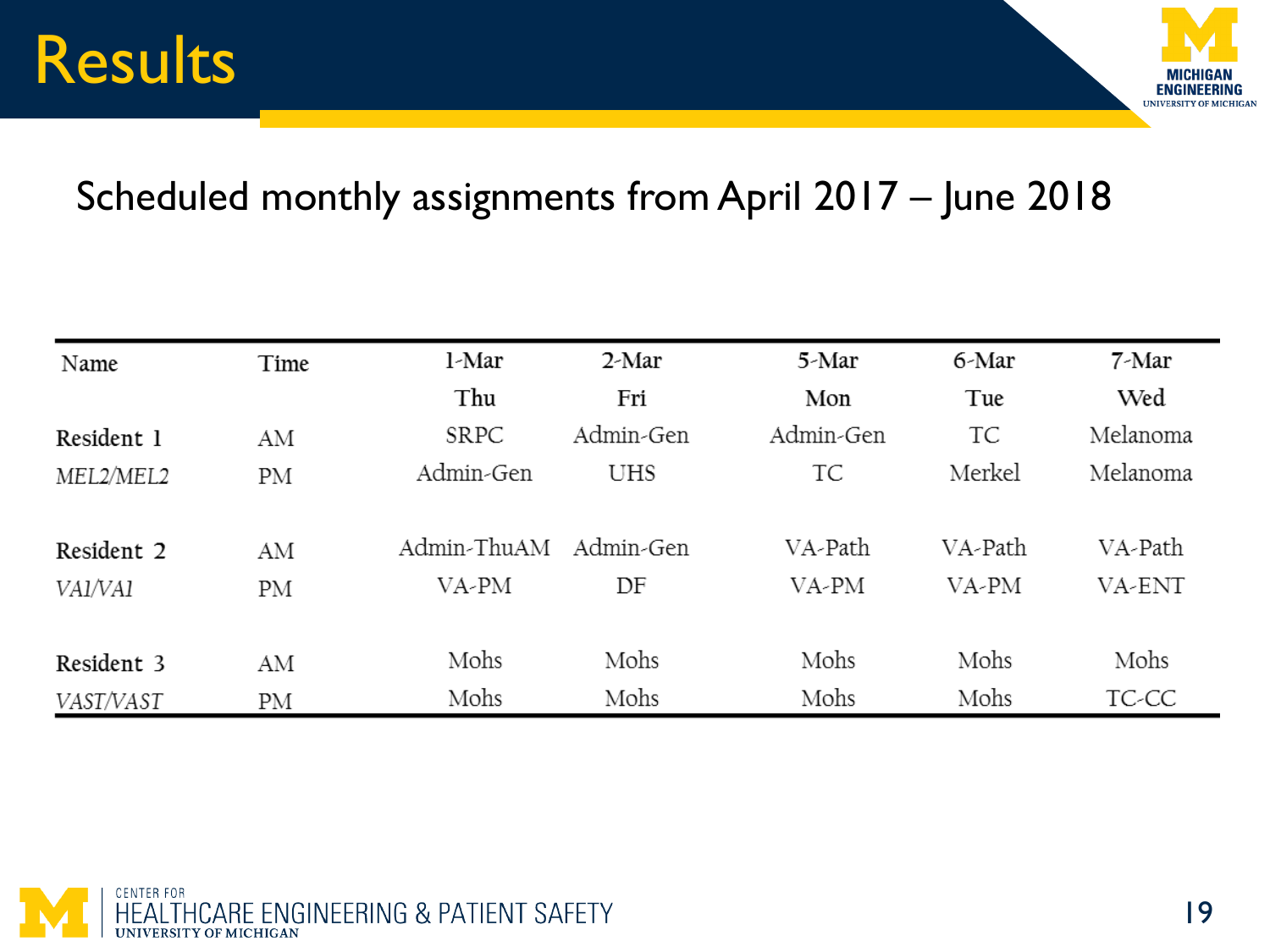# Results

Scheduled monthly assignments from April 2017 – June 2018

| Name | Time | 1-Mar<br>**Thu** | 2-Mar<br>**Fri** | 5-Mar<br>**Mon** | 6-Mar<br>**Tue** | 7-Mar<br>**Wed** |
|---|---|---|---|---|---|---|
| **Resident 1** | AM | SRPC | Admin-Gen | Admin-Gen | TC | Melanoma |
| *MEL2/MEL2* | PM | Admin-Gen | UHS | TC | Merkel | Melanoma |
| **Resident 2** | AM | Admin-ThuAM | Admin-Gen | VA-Path | VA-Path | VA-Path |
| *VA1/VA1* | PM | VA-PM | DF | VA-PM | VA-PM | VA-ENT |
| **Resident 3** | AM | Mohs | Mohs | Mohs | Mohs | Mohs |
| *VAST/VAST* | PM | Mohs | Mohs | Mohs | Mohs | TC-CC |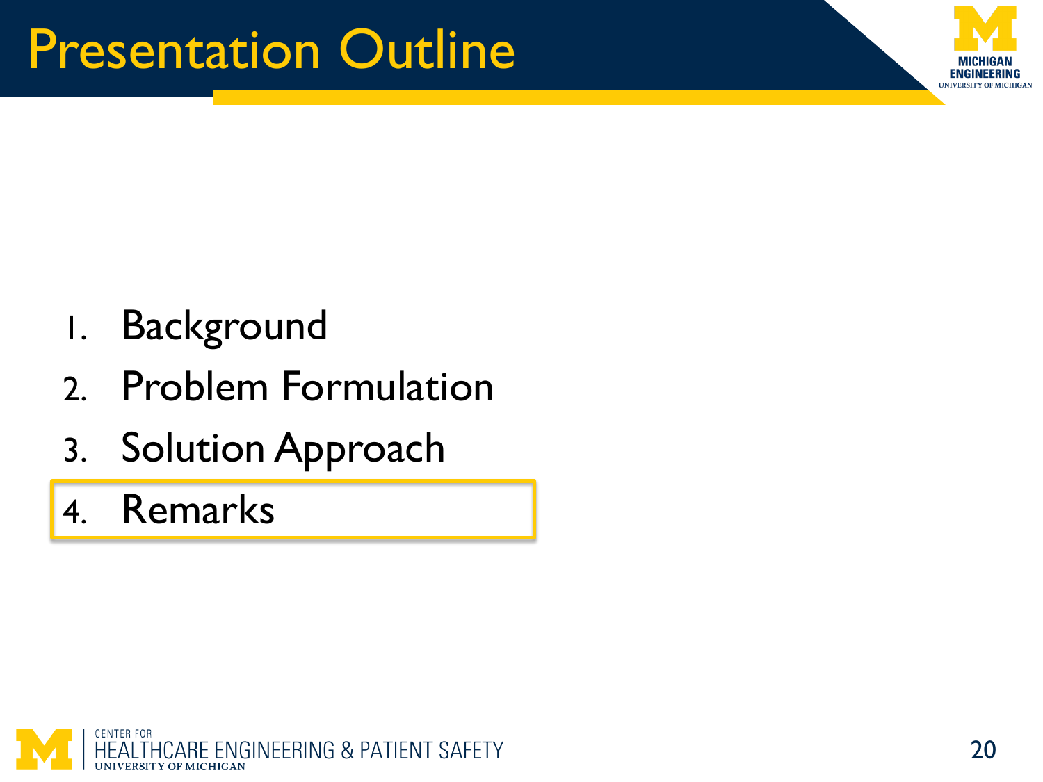# Presentation Outline

1. Background
2. Problem Formulation
3. Solution Approach
4. **Remarks**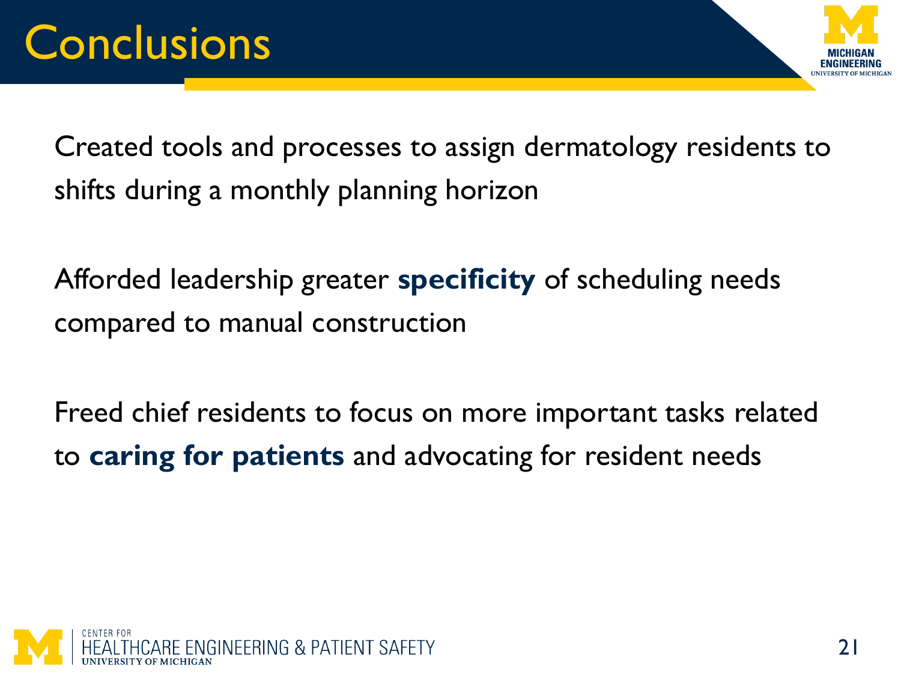# Conclusions

Created tools and processes to assign dermatology residents to shifts during a monthly planning horizon

Afforded leadership greater **specificity** of scheduling needs compared to manual construction

Freed chief residents to focus on more important tasks related to **caring for patients** and advocating for resident needs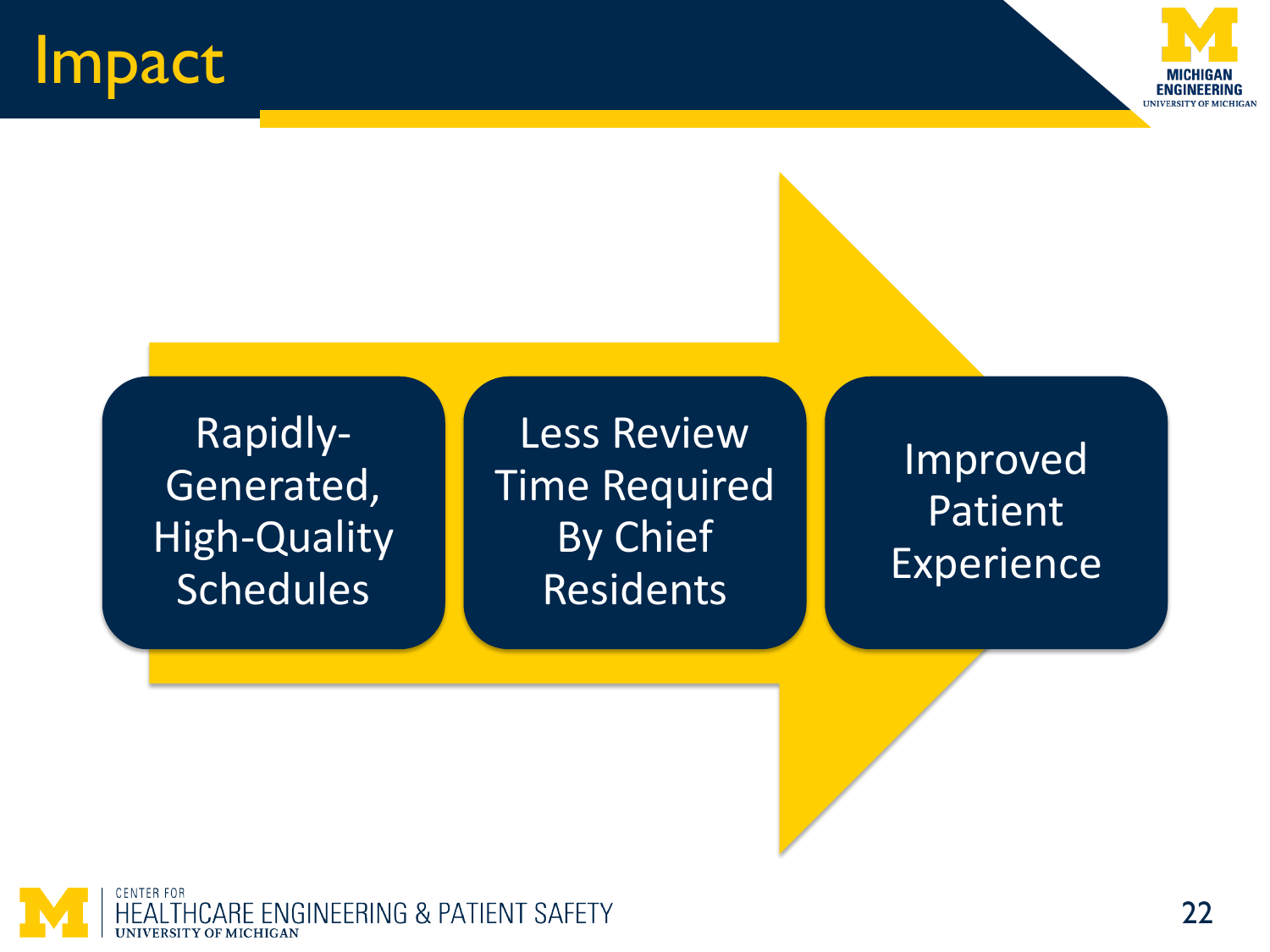# Impact

- Rapidly-Generated, High-Quality Schedules
- Less Review Time Required By Chief Residents
- Improved Patient Experience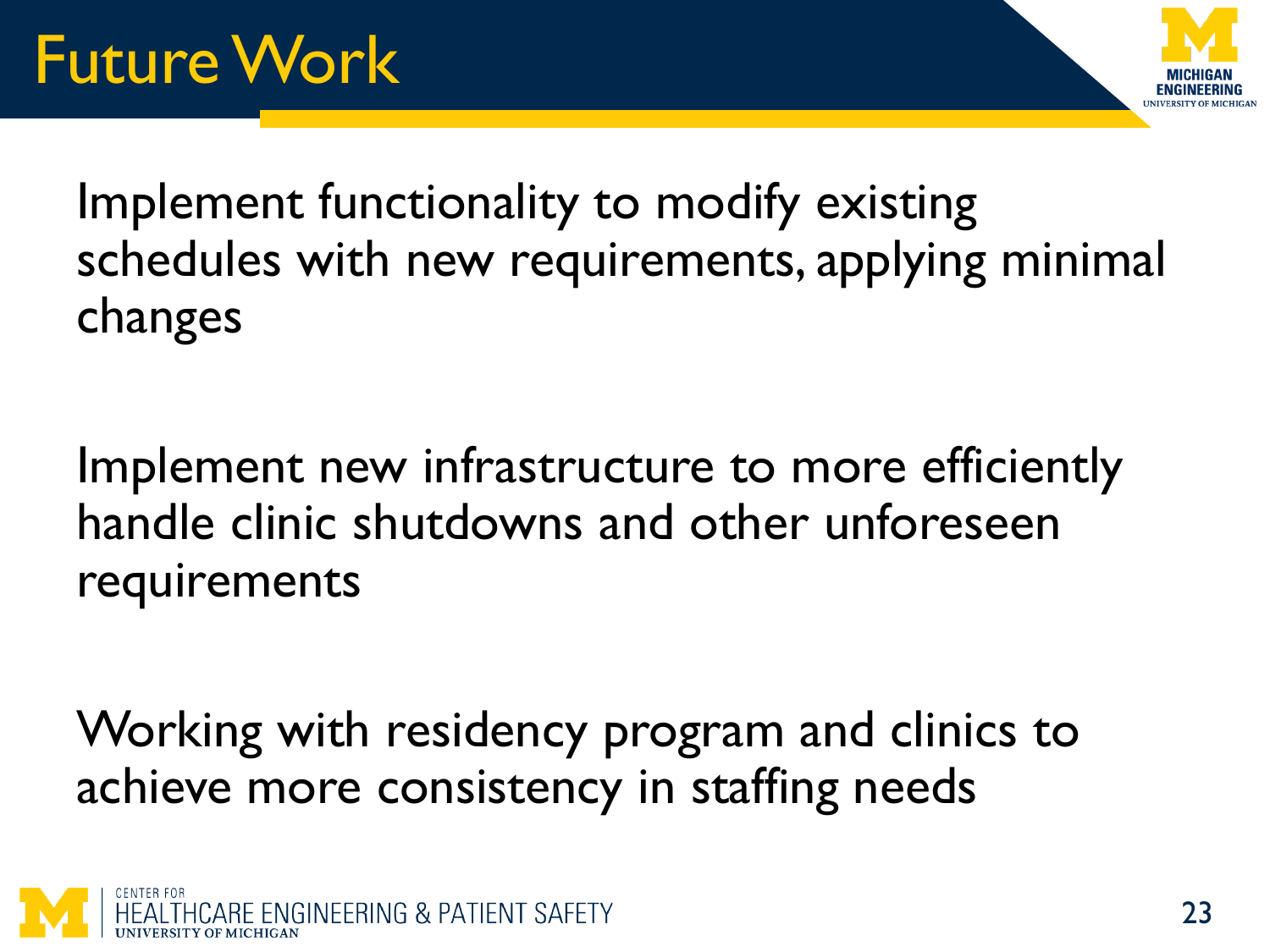# Future Work

Implement functionality to modify existing schedules with new requirements, applying minimal changes

Implement new infrastructure to more efficiently handle clinic shutdowns and other unforeseen requirements

Working with residency program and clinics to achieve more consistency in staffing needs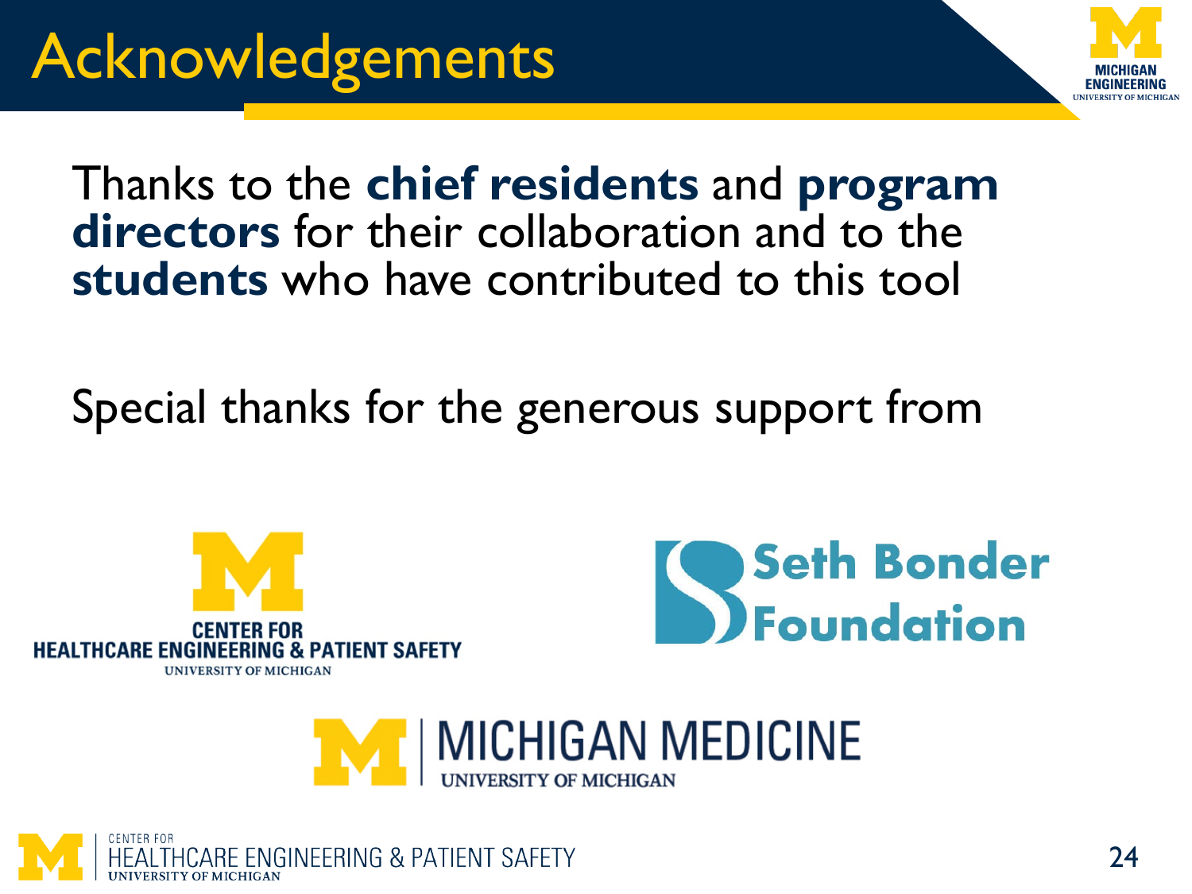# Acknowledgements

Thanks to the **chief residents** and **program directors** for their collaboration and to the **students** who have contributed to this tool

Special thanks for the generous support from

CENTER FOR HEALTHCARE ENGINEERING & PATIENT SAFETY
UNIVERSITY OF MICHIGAN

Seth Bonder Foundation

MICHIGAN MEDICINE
UNIVERSITY OF MICHIGAN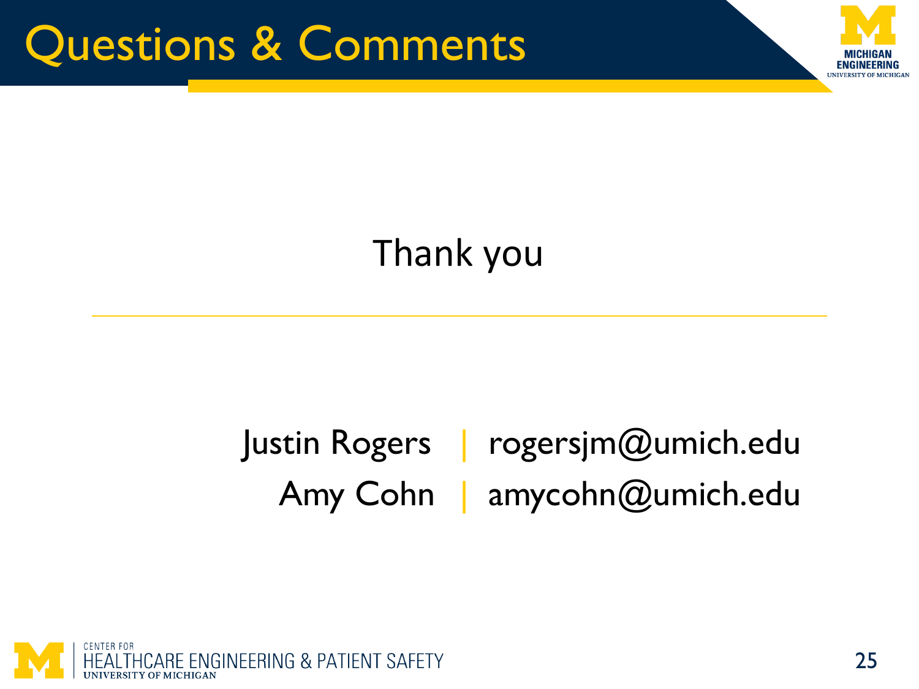# Questions & Comments

Thank you

---

Justin Rogers | rogersjm@umich.edu

Amy Cohn | amycohn@umich.edu